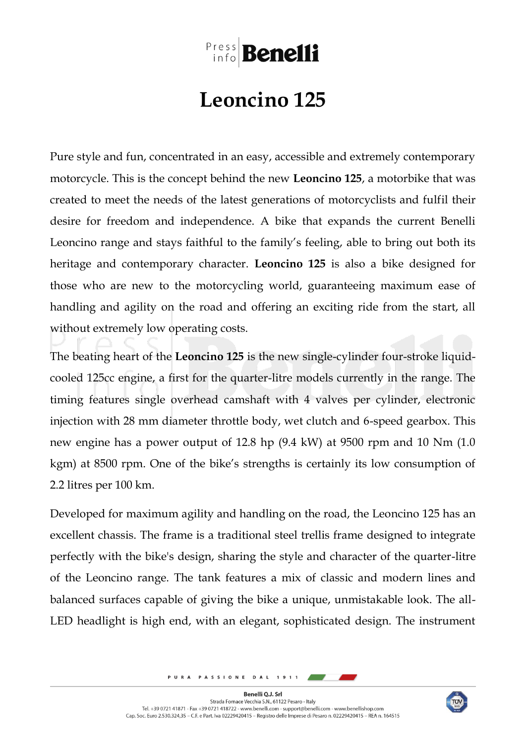# Leoncino 125

Pure style and fun, concentrated in an easy, accessible and extremely contemporary motorcycle. This is the concept behind the new **Leoncino 125**, a motorbike that was created to meet the needs of the latest generations of motorcyclists and fulfil their desire for freedom and independence. A bike that expands the current Benelli Leoncino range and stays faithful to the family's feeling, able to bring out both its heritage and contemporary character. **Leoncino 125** is also a bike designed for those who are new to the motorcycling world, guaranteeing maximum ease of handling and agility on the road and offering an exciting ride from the start, all without extremely low operating costs.

The beating heart of the **Leoncino 125** is the new single-cylinder four-stroke liquid-cooled 125cc engine, a first for the quarter-litre models currently in the range. The timing features single overhead camshaft with 4 valves per cylinder, electronic injection with 28 mm diameter throttle body, wet clutch and 6-speed gearbox. This new engine has a power output of 12.8 hp (9.4 kW) at 9500 rpm and 10 Nm (1.0 kgm) at 8500 rpm. One of the bike's strengths is certainly its low consumption of 2.2 litres per 100 km.

Developed for maximum agility and handling on the road, the Leoncino 125 has an excellent chassis. The frame is a traditional steel trellis frame designed to integrate perfectly with the bike's design, sharing the style and character of the quarter-litre of the Leoncino range. The tank features a mix of classic and modern lines and balanced surfaces capable of giving the bike a unique, unmistakable look. The all-LED headlight is high end, with an elegant, sophisticated design. The instrument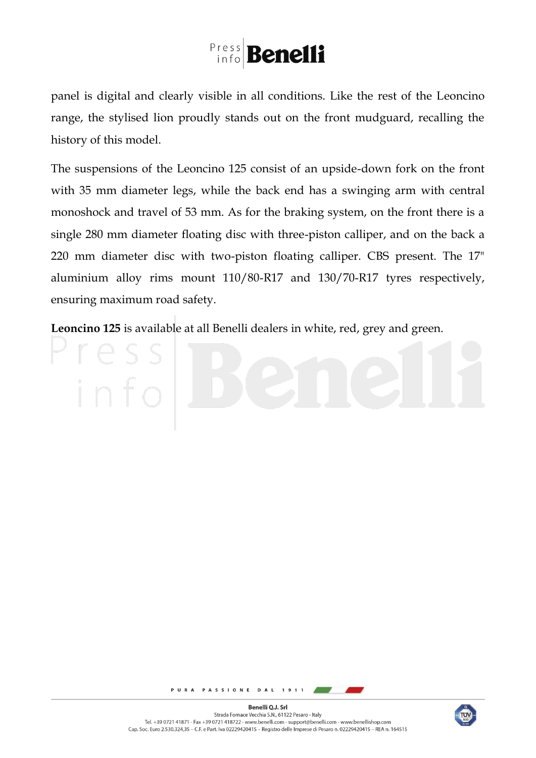panel is digital and clearly visible in all conditions. Like the rest of the Leoncino range, the stylised lion proudly stands out on the front mudguard, recalling the history of this model.

The suspensions of the Leoncino 125 consist of an upside-down fork on the front with 35 mm diameter legs, while the back end has a swinging arm with central monoshock and travel of 53 mm. As for the braking system, on the front there is a single 280 mm diameter floating disc with three-piston calliper, and on the back a 220 mm diameter disc with two-piston floating calliper. CBS present. The 17" aluminium alloy rims mount 110/80-R17 and 130/70-R17 tyres respectively, ensuring maximum road safety.

**Leoncino 125** is available at all Benelli dealers in white, red, grey and green.